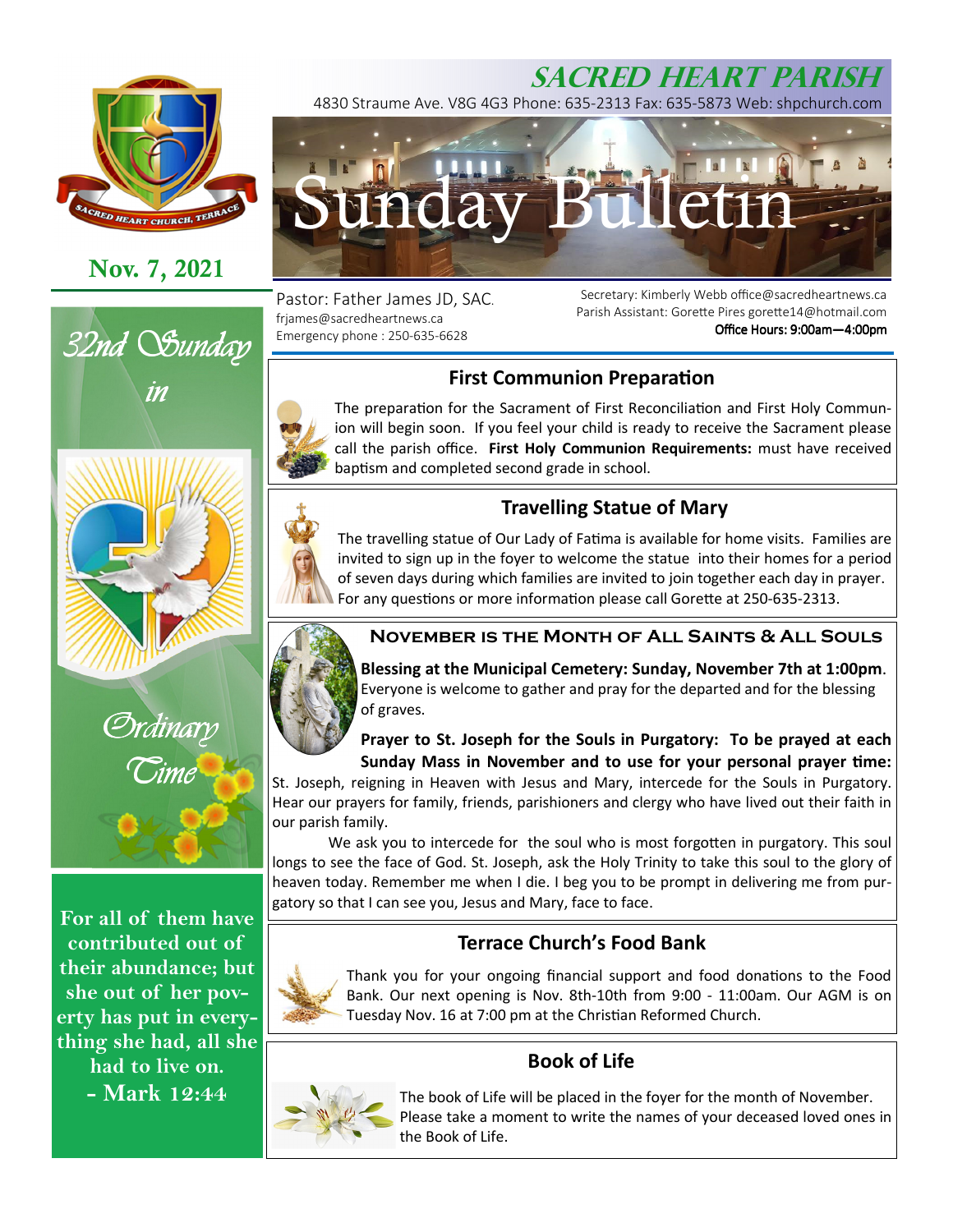# SACRED HEART PARISH

4830 Straume Ave. V8G 4G3 Phone: 635-2313 Fax: 635-5873 Web: shpchurch.com

# Sunday Bulletin

**Nov. 7, 2021**

*32nd Sunday in Ordinary Time*

Pastor: Father James JD, SAC.
frjames@sacredheartnews.ca
Emergency phone : 250-635-6628

Secretary: Kimberly Webb office@sacredheartnews.ca
Parish Assistant: Gorette Pires gorette14@hotmail.com
Office Hours: 9:00am—4:00pm

**For all of them have contributed out of their abundance; but she out of her poverty has put in everything she had, all she had to live on.**
**- Mark 12:44**

## First Communion Preparation

The preparation for the Sacrament of First Reconciliation and First Holy Communion will begin soon. If you feel your child is ready to receive the Sacrament please call the parish office. **First Holy Communion Requirements:** must have received baptism and completed second grade in school.

## Travelling Statue of Mary

The travelling statue of Our Lady of Fatima is available for home visits. Families are invited to sign up in the foyer to welcome the statue into their homes for a period of seven days during which families are invited to join together each day in prayer. For any questions or more information please call Gorette at 250-635-2313.

## November is the Month of All Saints & All Souls

**Blessing at the Municipal Cemetery: Sunday, November 7th at 1:00pm**. Everyone is welcome to gather and pray for the departed and for the blessing of graves.

**Prayer to St. Joseph for the Souls in Purgatory: To be prayed at each Sunday Mass in November and to use for your personal prayer time:** St. Joseph, reigning in Heaven with Jesus and Mary, intercede for the Souls in Purgatory. Hear our prayers for family, friends, parishioners and clergy who have lived out their faith in our parish family.

We ask you to intercede for the soul who is most forgotten in purgatory. This soul longs to see the face of God. St. Joseph, ask the Holy Trinity to take this soul to the glory of heaven today. Remember me when I die. I beg you to be prompt in delivering me from purgatory so that I can see you, Jesus and Mary, face to face.

## Terrace Church's Food Bank

Thank you for your ongoing financial support and food donations to the Food Bank. Our next opening is Nov. 8th-10th from 9:00 - 11:00am. Our AGM is on Tuesday Nov. 16 at 7:00 pm at the Christian Reformed Church.

## Book of Life

The book of Life will be placed in the foyer for the month of November. Please take a moment to write the names of your deceased loved ones in the Book of Life.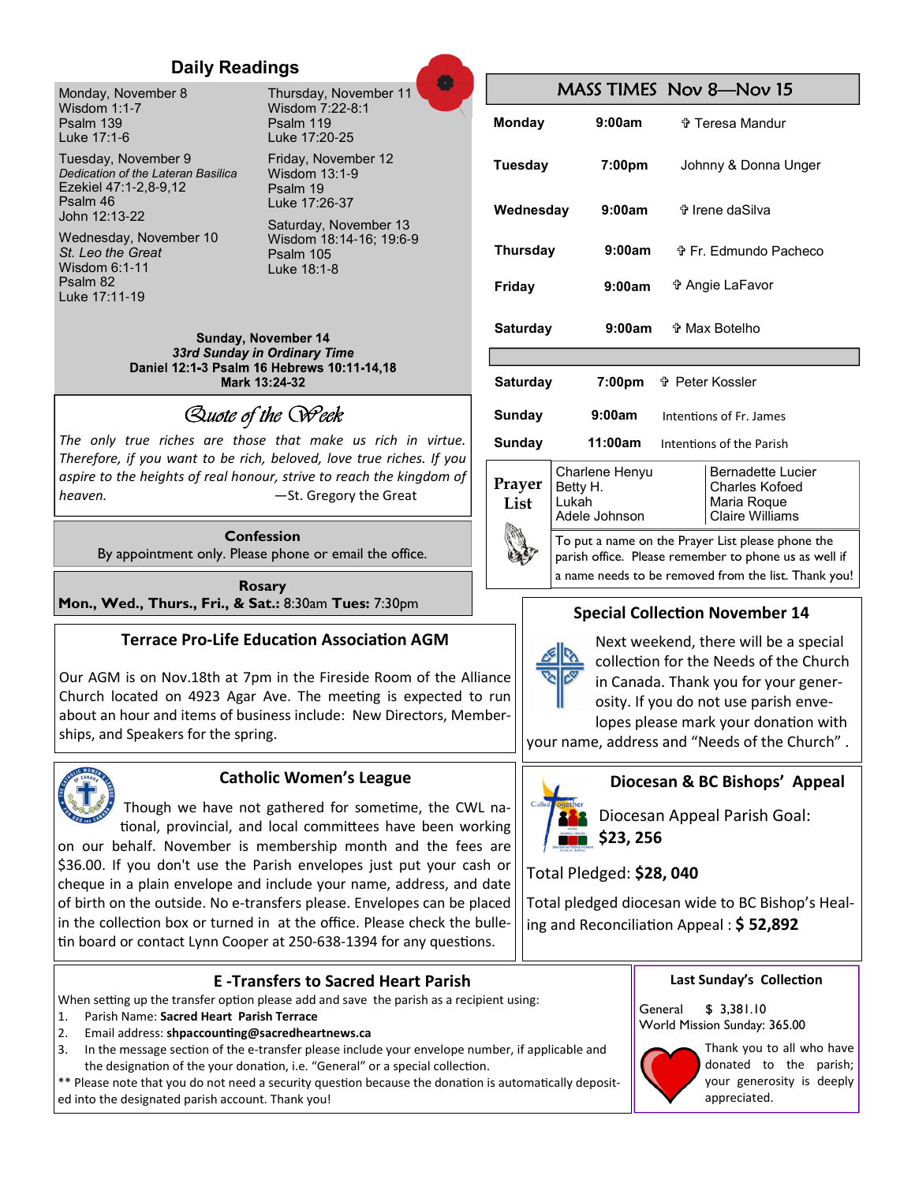## Daily Readings

Monday, November 8
Wisdom 1:1-7
Psalm 139
Luke 17:1-6

Tuesday, November 9
*Dedication of the Lateran Basilica*
Ezekiel 47:1-2,8-9,12
Psalm 46
John 12:13-22

Wednesday, November 10
*St. Leo the Great*
Wisdom 6:1-11
Psalm 82
Luke 17:11-19

Thursday, November 11
Wisdom 7:22-8:1
Psalm 119
Luke 17:20-25

Friday, November 12
Wisdom 13:1-9
Psalm 19
Luke 17:26-37

Saturday, November 13
Wisdom 18:14-16; 19:6-9
Psalm 105
Luke 18:1-8

**Sunday, November 14**
***33rd Sunday in Ordinary Time***
**Daniel 12:1-3 Psalm 16 Hebrews 10:11-14,18**
**Mark 13:24-32**

## MASS TIMES Nov 8—Nov 15

| | | |
|---|---|---|
| **Monday** | **9:00am** | ✞ Teresa Mandur |
| **Tuesday** | **7:00pm** | Johnny & Donna Unger |
| **Wednesday** | **9:00am** | ✞ Irene daSilva |
| **Thursday** | **9:00am** | ✞ Fr. Edmundo Pacheco |
| **Friday** | **9:00am** | ✞ Angie LaFavor |
| **Saturday** | **9:00am** | ✞ Max Botelho |
| **Saturday** | **7:00pm** | ✞ Peter Kossler |
| **Sunday** | **9:00am** | Intentions of Fr. James |
| **Sunday** | **11:00am** | Intentions of the Parish |

## Quote of the Week

*The only true riches are those that make us rich in virtue. Therefore, if you want to be rich, beloved, love true riches. If you aspire to the heights of real honour, strive to reach the kingdom of heaven.* —St. Gregory the Great

### Prayer List

| | |
|---|---|
| Charlene Henyu | Bernadette Lucier |
| Betty H. | Charles Kofoed |
| Lukah | Maria Roque |
| Adele Johnson | Claire Williams |

To put a name on the Prayer List please phone the parish office. Please remember to phone us as well if a name needs to be removed from the list. Thank you!

### Confession

By appointment only. Please phone or email the office.

### Rosary

**Mon., Wed., Thurs., Fri., & Sat.:** 8:30am **Tues:** 7:30pm

### Special Collection November 14

Next weekend, there will be a special collection for the Needs of the Church in Canada. Thank you for your generosity. If you do not use parish envelopes please mark your donation with your name, address and "Needs of the Church" .

### Terrace Pro-Life Education Association AGM

Our AGM is on Nov.18th at 7pm in the Fireside Room of the Alliance Church located on 4923 Agar Ave. The meeting is expected to run about an hour and items of business include: New Directors, Memberships, and Speakers for the spring.

### Catholic Women's League

Though we have not gathered for sometime, the CWL national, provincial, and local committees have been working on our behalf. November is membership month and the fees are $36.00. If you don't use the Parish envelopes just put your cash or cheque in a plain envelope and include your name, address, and date of birth on the outside. No e-transfers please. Envelopes can be placed in the collection box or turned in at the office. Please check the bulletin board or contact Lynn Cooper at 250-638-1394 for any questions.

### Diocesan & BC Bishops' Appeal

Diocesan Appeal Parish Goal: **$23, 256**

Total Pledged: **$28, 040**

Total pledged diocesan wide to BC Bishop's Healing and Reconciliation Appeal : **$ 52,892**

### E -Transfers to Sacred Heart Parish

When setting up the transfer option please add and save the parish as a recipient using:

1. Parish Name: **Sacred Heart Parish Terrace**
2. Email address: **shpaccounting@sacredheartnews.ca**
3. In the message section of the e-transfer please include your envelope number, if applicable and the designation of the your donation, i.e. "General" or a special collection.

** Please note that you do not need a security question because the donation is automatically deposited into the designated parish account. Thank you!

### Last Sunday's Collection

General $ 3,381.10
World Mission Sunday: 365.00

Thank you to all who have donated to the parish; your generosity is deeply appreciated.